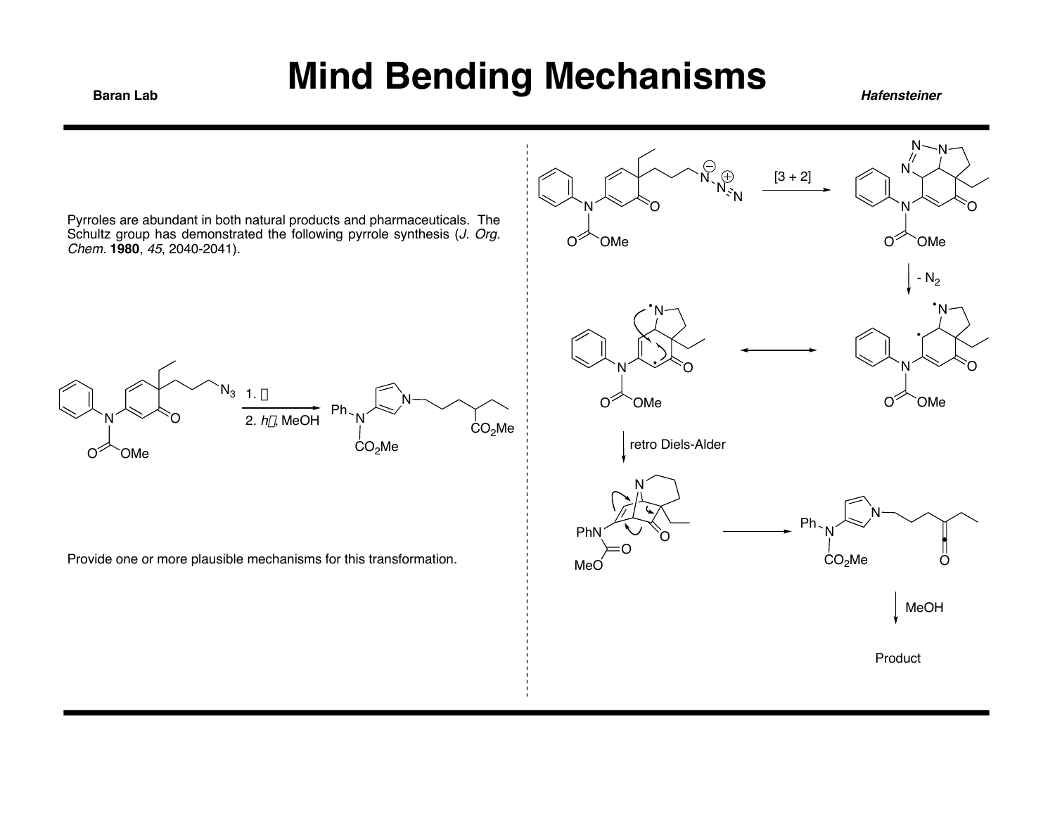# Mind Bending Mechanisms

Pyrroles are abundant in both natural products and pharmaceuticals. The Schultz group has demonstrated the following pyrrole synthesis (*J. Org. Chem.* **1980**, *45*, 2040-2041).

1. Δ
2. *h*ν, MeOH

Provide one or more plausible mechanisms for this transformation.

[3 + 2]

- $N_2$

retro Diels-Alder

MeOH

Product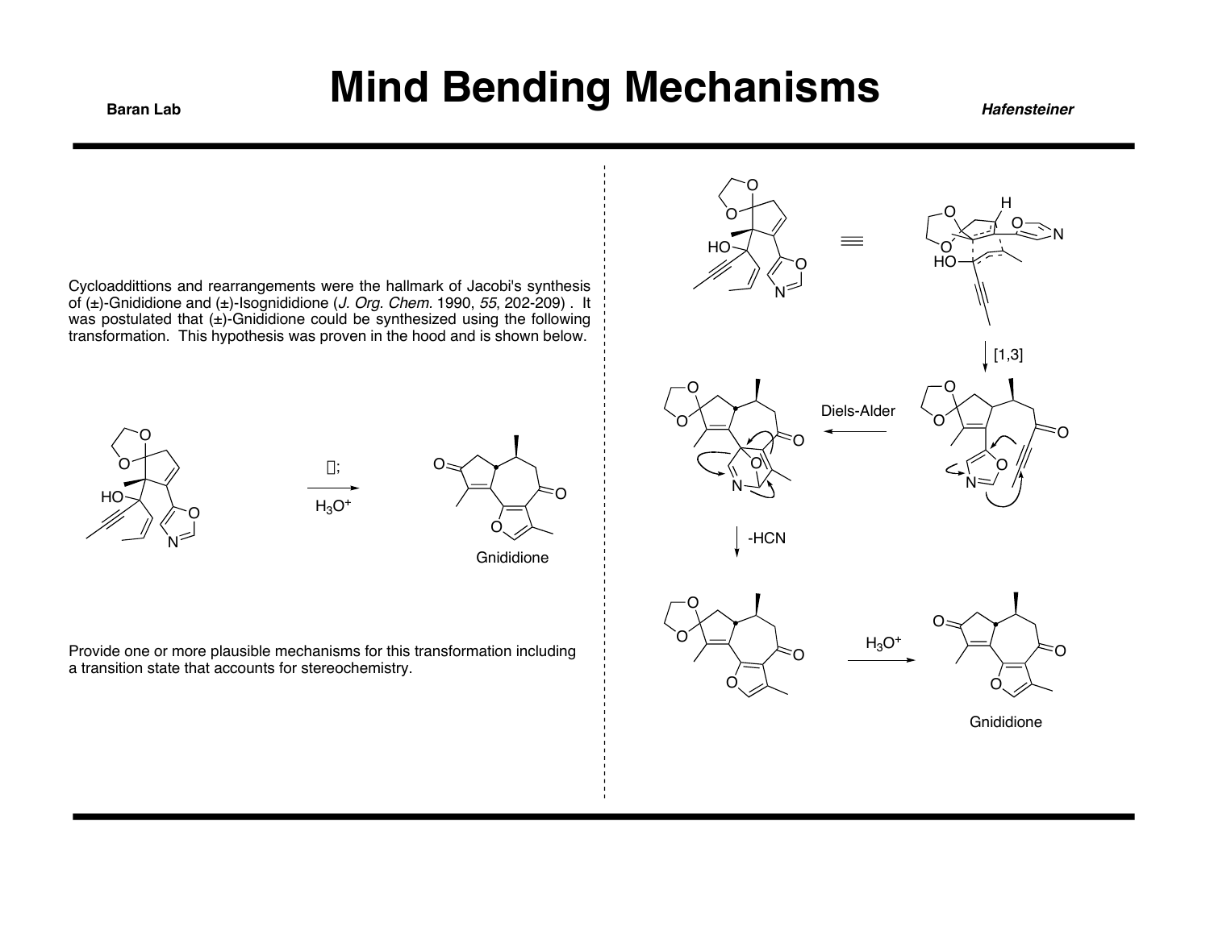# Mind Bending Mechanisms

Cycloadditions and rearrangements were the hallmark of Jacobi's synthesis of (±)-Gnididione and (±)-Isognididione (*J. Org. Chem.* 1990, *55*, 202-209) . It was postulated that (±)-Gnididione could be synthesized using the following transformation. This hypothesis was proven in the hood and is shown below.

Δ; $H_3O^+$

Gnididione

Provide one or more plausible mechanisms for this transformation including a transition state that accounts for stereochemistry.

[1,3]

Diels-Alder

-HCN

$H_3O^+$

Gnididione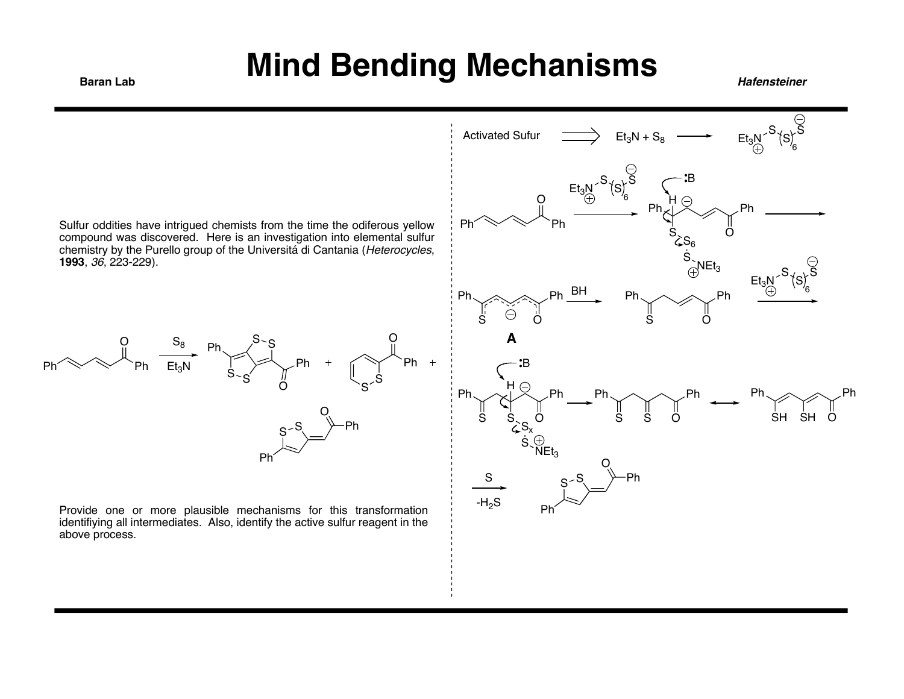# Mind Bending Mechanisms

Sulfur oddities have intrigued chemists from the time the odiferous yellow compound was discovered. Here is an investigation into elemental sulfur chemistry by the Purello group of the Universitá di Cantania (*Heterocycles*, **1993**, *36*, 223-229).

$S_8$, $Et_3N$

Provide one or more plausible mechanisms for this transformation identifiying all intermediates. Also, identify the active sulfur reagent in the above process.

Activated Sufur ⟹ $Et_3N + S_8$ ⟶ $Et_3N^{+}$–S–$(S)_6$–$S^{-}$

:B

BH

**A**

S

$-H_2S$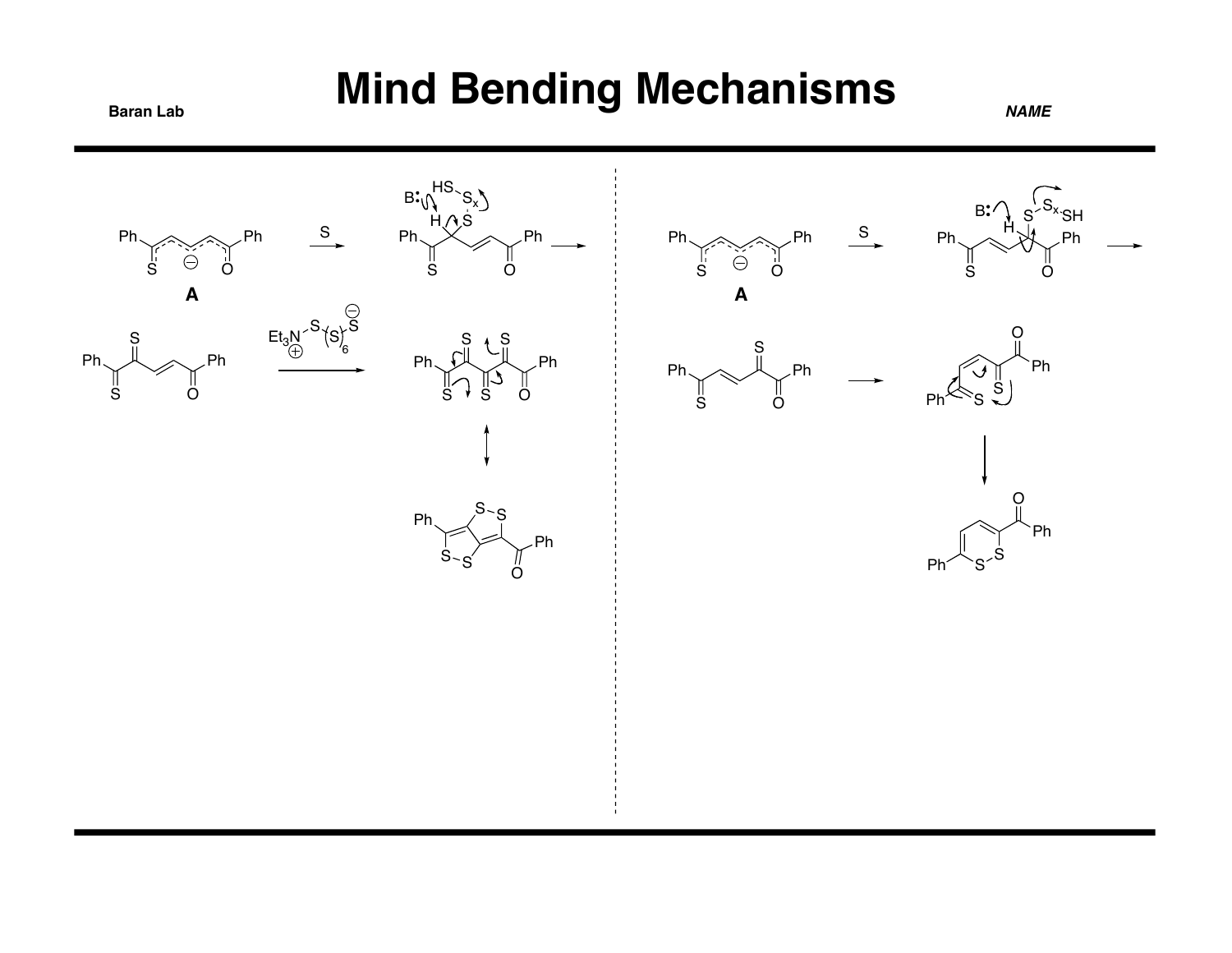# Mind Bending Mechanisms

Baran Lab

*NAME*

A

S

B:

HS

$S_x$

H

S

Ph

Ph

S

O

$Et_3N$

S

(S)

6

S

A

S

B:

$S_x$

SH

H

S

Ph

S

O

Ph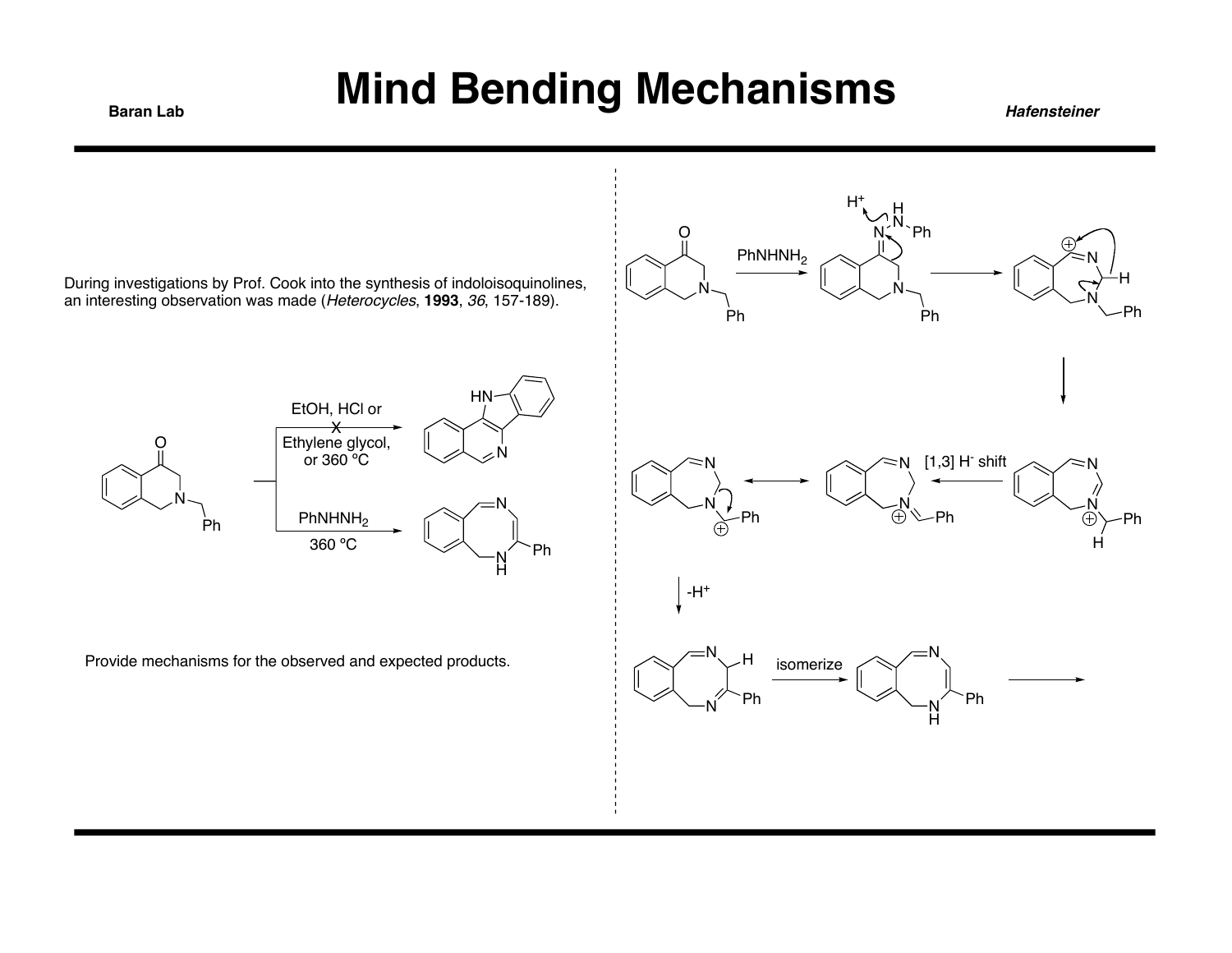# Mind Bending Mechanisms

During investigations by Prof. Cook into the synthesis of indoloisoquinolines, an interesting observation was made (*Heterocycles*, **1993**, *36*, 157-189).

EtOH, HCl or Ethylene glycol, or 360 ºC

$PhNHNH_2$

360 ºC

Provide mechanisms for the observed and expected products.

$PhNHNH_2$

$H^+$

[1,3] $H^-$ shift

$-H^+$

isomerize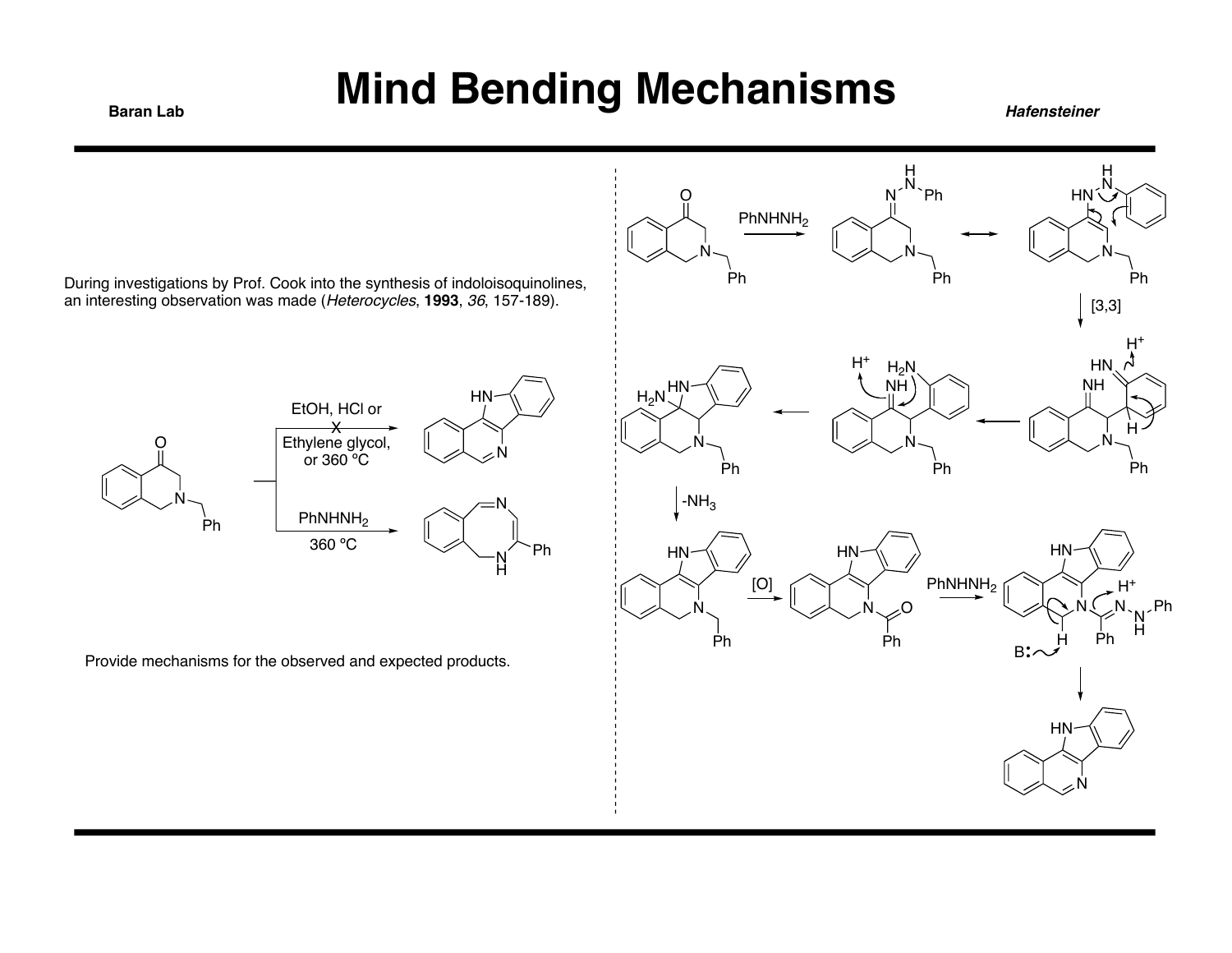# Mind Bending Mechanisms

During investigations by Prof. Cook into the synthesis of indoloisoquinolines, an interesting observation was made (*Heterocycles*, **1993**, *36*, 157-189).

EtOH, HCl or Ethylene glycol, or 360 ºC (X)

$PhNHNH_2$ 360 ºC

Provide mechanisms for the observed and expected products.

$PhNHNH_2$

[3,3]

$H^+$

$-NH_3$

[O]

$PhNHNH_2$

$H^+$

B: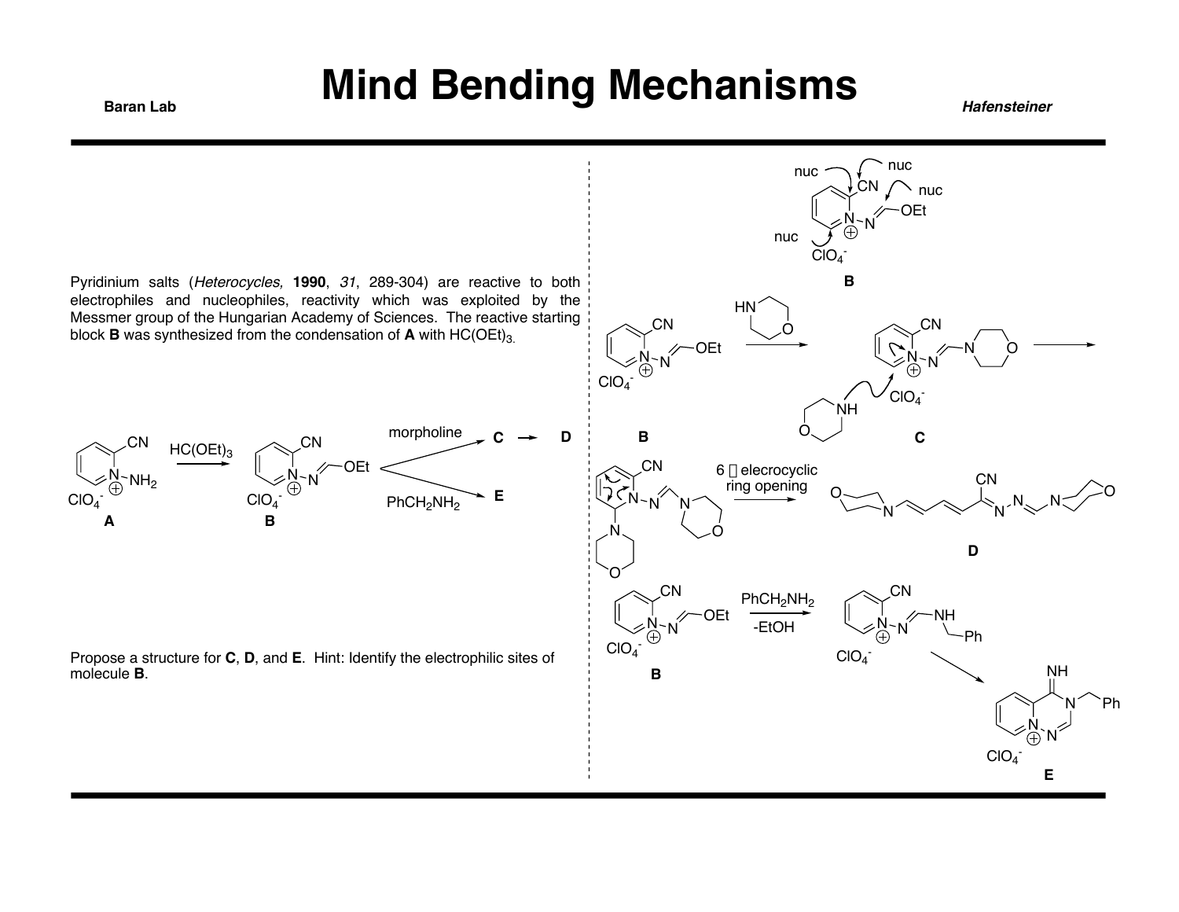# Mind Bending Mechanisms

Pyridinium salts (*Heterocycles,* **1990**, *31*, 289-304) are reactive to both electrophiles and nucleophiles, reactivity which was exploited by the Messmer group of the Hungarian Academy of Sciences. The reactive starting block **B** was synthesized from the condensation of **A** with $HC(OEt)_3$.

A → ($HC(OEt)_3$) → B; B → (morpholine) → C → D; B → ($PhCH_2NH_2$) → E

Propose a structure for **C**, **D**, and **E**. Hint: Identify the electrophilic sites of molecule **B**.

nuc, nuc, nuc, nuc

$ClO_4^-$

**B**

6 π elecrocyclic ring opening

**D**

$PhCH_2NH_2$

-EtOH

**E**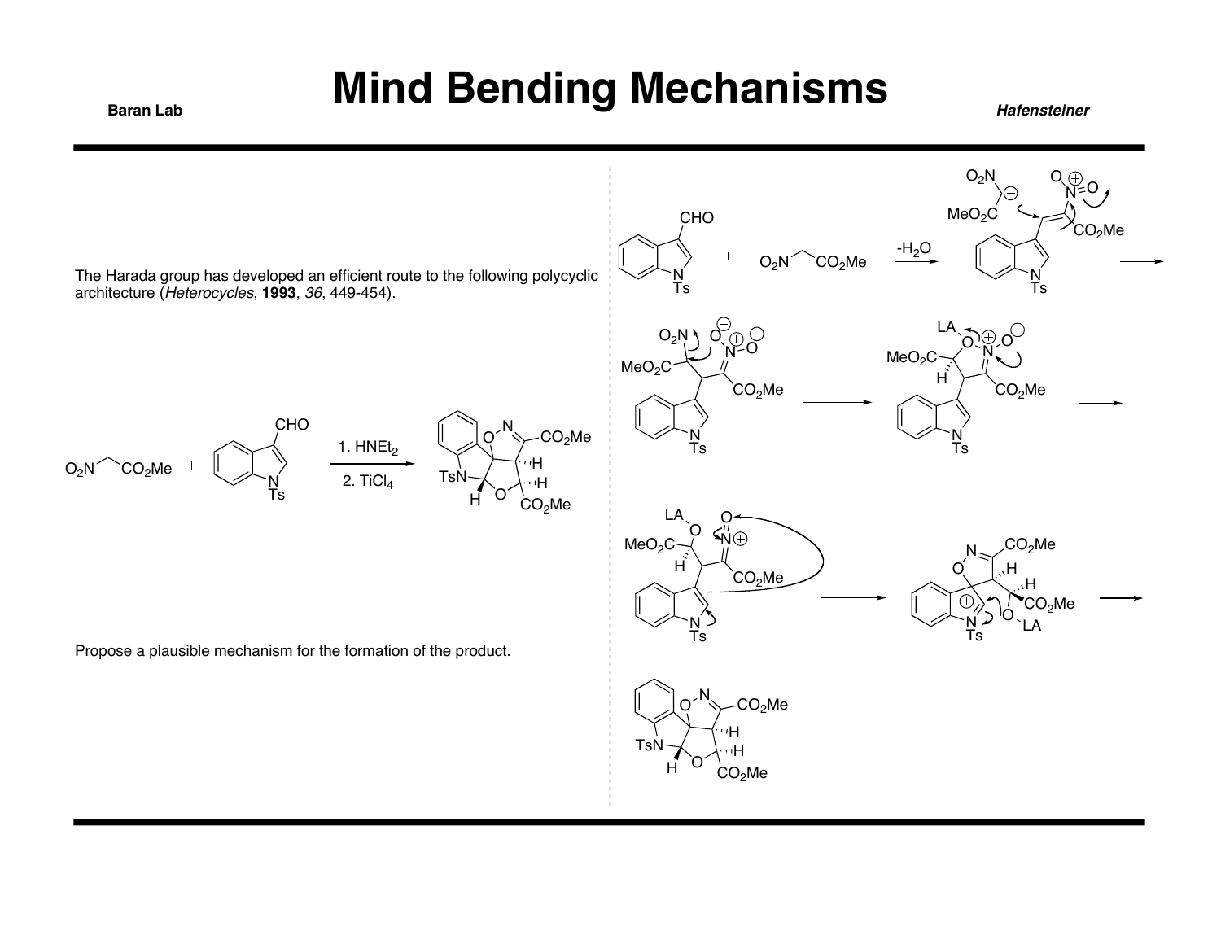# Mind Bending Mechanisms

The Harada group has developed an efficient route to the following polycyclic architecture (*Heterocycles*, **1993**, *36*, 449-454).

$O_2N$ $CO_2Me$ + (N-Ts indole-3-CHO)

1. $HNEt_2$

2. $TiCl_4$

Propose a plausible mechanism for the formation of the product.

$-H_2O$

LA